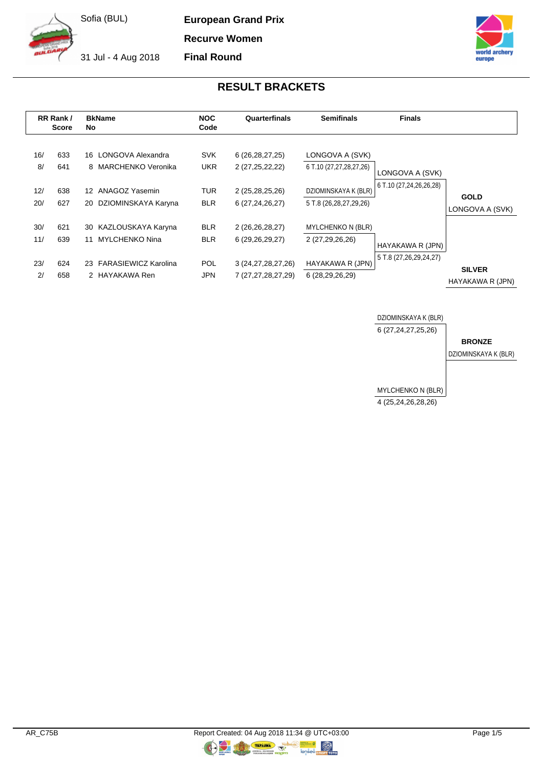Sofia (BUL)

31 Jul - 4 Aug 2018

**European Grand Prix**

**Recurve Women**

**Final Round**

## RESULT BRACKETS

| RR Rank / | Score | BkName No | | NOC Code | Quarterfinals | Semifinals | Finals | |
|---|---|---|---|---|---|---|---|---|
| 16/ | 633 | 16 | LONGOVA Alexandra | SVK | 6 (26,28,27,25) | LONGOVA A (SVK) | | |
| 8/ | 641 | 8 | MARCHENKO Veronika | UKR | 2 (27,25,22,22) | 6 T.10 (27,27,28,27,26) | LONGOVA A (SVK) | |
| | | | | | | | 6 T.10 (27,24,26,26,28) | |
| 12/ | 638 | 12 | ANAGOZ Yasemin | TUR | 2 (25,28,25,26) | DZIOMINSKAYA K (BLR) | | **GOLD** |
| 20/ | 627 | 20 | DZIOMINSKAYA Karyna | BLR | 6 (27,24,26,27) | 5 T.8 (26,28,27,29,26) | | LONGOVA A (SVK) |
| 30/ | 621 | 30 | KAZLOUSKAYA Karyna | BLR | 2 (26,26,28,27) | MYLCHENKO N (BLR) | | |
| 11/ | 639 | 11 | MYLCHENKO Nina | BLR | 6 (29,26,29,27) | 2 (27,29,26,26) | HAYAKAWA R (JPN) | |
| | | | | | | | 5 T.8 (27,26,29,24,27) | |
| 23/ | 624 | 23 | FARASIEWICZ Karolina | POL | 3 (24,27,28,27,26) | HAYAKAWA R (JPN) | | **SILVER** |
| 2/ | 658 | 2 | HAYAKAWA Ren | JPN | 7 (27,27,28,27,29) | 6 (28,29,26,29) | | HAYAKAWA R (JPN) |

**Bronze Match**

| Finals | |
|---|---|
| DZIOMINSKAYA K (BLR) | |
| 6 (27,24,27,25,26) | **BRONZE** |
| | DZIOMINSKAYA K (BLR) |
| MYLCHENKO N (BLR) | |
| 4 (25,24,26,28,26) | |

AR_C75B

Report Created: 04 Aug 2018 11:34 @ UTC+03:00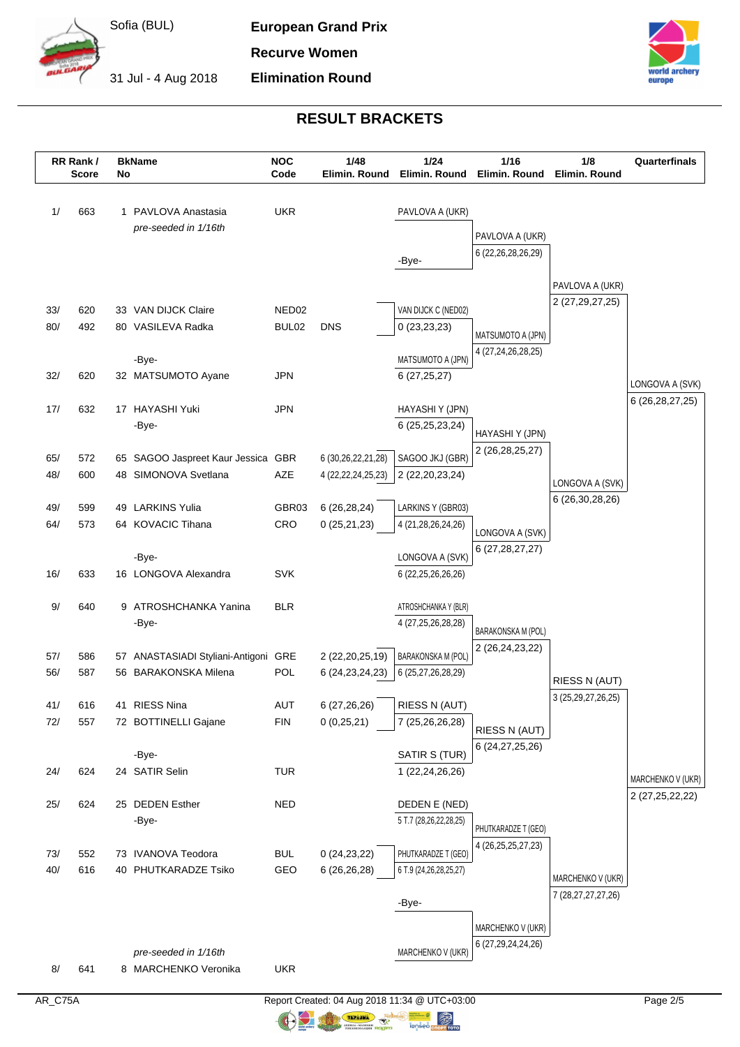Sofia (BUL)

31 Jul - 4 Aug 2018

**European Grand Prix**

**Recurve Women**

**Elimination Round**

## RESULT BRACKETS

| RR Rank / Score | | BkName No | | NOC Code | 1/48 Elimin. Round | 1/24 Elimin. Round | 1/16 Elimin. Round | 1/8 Elimin. Round | Quarterfinals |
|---|---|---|---|---|---|---|---|---|---|
| 1/ | 663 | 1 | PAVLOVA Anastasia *pre-seeded in 1/16th* | UKR | | PAVLOVA A (UKR) | | | |
| | | | | | | -Bye- | PAVLOVA A (UKR) 6 (22,26,28,26,29) | | |
| 33/ | 620 | 33 | VAN DIJCK Claire | NED02 | | VAN DIJCK C (NED02) | | PAVLOVA A (UKR) 2 (27,29,27,25) | |
| 80/ | 492 | 80 | VASILEVA Radka | BUL02 | DNS | 0 (23,23,23) | | | |
| | | | -Bye- | | | MATSUMOTO A (JPN) | MATSUMOTO A (JPN) 4 (27,24,26,28,25) | | |
| 32/ | 620 | 32 | MATSUMOTO Ayane | JPN | | 6 (27,25,27) | | | LONGOVA A (SVK) 6 (26,28,27,25) |
| 17/ | 632 | 17 | HAYASHI Yuki | JPN | | HAYASHI Y (JPN) | | | |
| | | | -Bye- | | | 6 (25,25,23,24) | HAYASHI Y (JPN) 2 (26,28,25,27) | | |
| 65/ | 572 | 65 | SAGOO Jaspreet Kaur Jessica | GBR | 6 (30,26,22,21,28) | SAGOO JKJ (GBR) | | | |
| 48/ | 600 | 48 | SIMONOVA Svetlana | AZE | 4 (22,22,24,25,23) | 2 (22,20,23,24) | | LONGOVA A (SVK) 6 (26,30,28,26) | |
| 49/ | 599 | 49 | LARKINS Yulia | GBR03 | 6 (26,28,24) | LARKINS Y (GBR03) | | | |
| 64/ | 573 | 64 | KOVACIC Tihana | CRO | 0 (25,21,23) | 4 (21,28,26,24,26) | LONGOVA A (SVK) 6 (27,28,27,27) | | |
| | | | -Bye- | | | LONGOVA A (SVK) | | | |
| 16/ | 633 | 16 | LONGOVA Alexandra | SVK | | 6 (22,25,26,26,26) | | | |
| 9/ | 640 | 9 | ATROSHCHANKA Yanina | BLR | | ATROSHCHANKA Y (BLR) | | | |
| | | | -Bye- | | | 4 (27,25,26,28,28) | BARAKONSKA M (POL) 2 (26,24,23,22) | | |
| 57/ | 586 | 57 | ANASTASIADI Styliani-Antigoni | GRE | 2 (22,20,25,19) | BARAKONSKA M (POL) | | | |
| 56/ | 587 | 56 | BARAKONSKA Milena | POL | 6 (24,23,24,23) | 6 (25,27,26,28,29) | | RIESS N (AUT) 3 (25,29,27,26,25) | |
| 41/ | 616 | 41 | RIESS Nina | AUT | 6 (27,26,26) | RIESS N (AUT) | | | |
| 72/ | 557 | 72 | BOTTINELLI Gajane | FIN | 0 (0,25,21) | 7 (25,26,26,28) | RIESS N (AUT) 6 (24,27,25,26) | | |
| | | | -Bye- | | | SATIR S (TUR) | | | |
| 24/ | 624 | 24 | SATIR Selin | TUR | | 1 (22,24,26,26) | | | MARCHENKO V (UKR) 2 (27,25,22,22) |
| 25/ | 624 | 25 | DEDEN Esther | NED | | DEDEN E (NED) | | | |
| | | | -Bye- | | | 5 T.7 (28,26,22,28,25) | PHUTKARADZE T (GEO) 4 (26,25,25,27,23) | | |
| 73/ | 552 | 73 | IVANOVA Teodora | BUL | 0 (24,23,22) | PHUTKARADZE T (GEO) | | | |
| 40/ | 616 | 40 | PHUTKARADZE Tsiko | GEO | 6 (26,26,28) | 6 T.9 (24,26,28,25,27) | | MARCHENKO V (UKR) 7 (28,27,27,27,26) | |
| | | | | | | -Bye- | | | |
| | | | | | | | MARCHENKO V (UKR) 6 (27,29,24,24,26) | | |
| 8/ | 641 | 8 | MARCHENKO Veronika *pre-seeded in 1/16th* | UKR | | MARCHENKO V (UKR) | | | |

AR_C75A

Report Created: 04 Aug 2018 11:34 @ UTC+03:00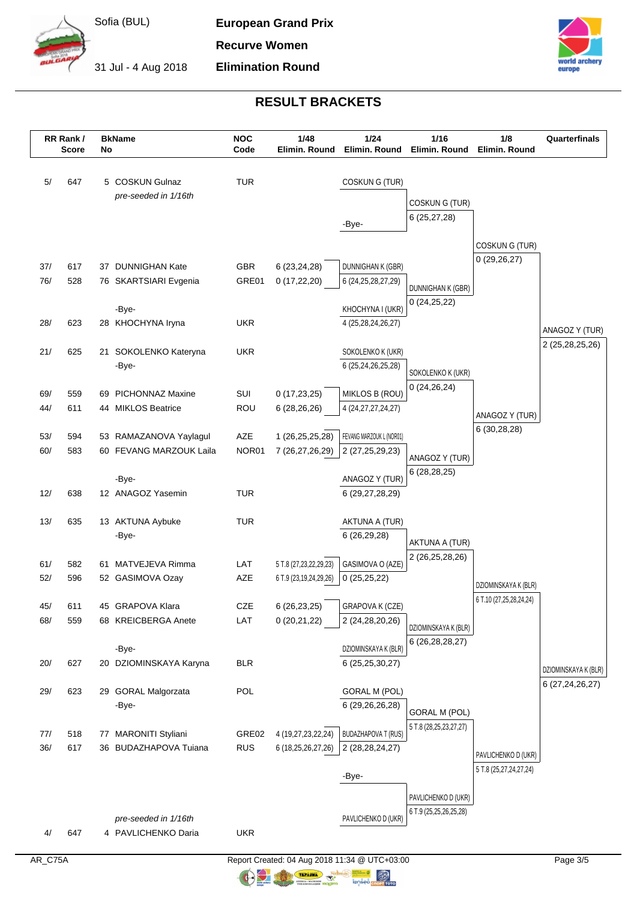Sofia (BUL)

31 Jul - 4 Aug 2018

**European Grand Prix**

**Recurve Women**

**Elimination Round**

## RESULT BRACKETS

| RR Rank / Score | BkName No | NOC Code | 1/48 Elimin. Round | 1/24 Elimin. Round | 1/16 Elimin. Round | 1/8 Elimin. Round | Quarterfinals |
|---|---|---|---|---|---|---|---|
| 5/ 647 | 5 COSKUN Gulnaz *pre-seeded in 1/16th* | TUR | | COSKUN G (TUR) | COSKUN G (TUR) 6 (25,27,28) | COSKUN G (TUR) 0 (29,26,27) | ANAGOZ Y (TUR) 2 (25,28,25,26) |
| | | | | -Bye- | | | |
| 37/ 617 | 37 DUNNIGHAN Kate | GBR | 6 (23,24,28) | DUNNIGHAN K (GBR) 6 (24,25,28,27,29) | DUNNIGHAN K (GBR) 0 (24,25,22) | | |
| 76/ 528 | 76 SKARTSIARI Evgenia | GRE01 | 0 (17,22,20) | | | | |
| | -Bye- | | | KHOCHYNA I (UKR) 4 (25,28,24,26,27) | | | |
| 28/ 623 | 28 KHOCHYNA Iryna | UKR | | | | | |
| 21/ 625 | 21 SOKOLENKO Kateryna | UKR | | SOKOLENKO K (UKR) 6 (25,24,26,25,28) | SOKOLENKO K (UKR) 0 (24,26,24) | ANAGOZ Y (TUR) 6 (30,28,28) | |
| | -Bye- | | | | | | |
| 69/ 559 | 69 PICHONNAZ Maxine | SUI | 0 (17,23,25) | MIKLOS B (ROU) 4 (24,27,27,24,27) | | | |
| 44/ 611 | 44 MIKLOS Beatrice | ROU | 6 (28,26,26) | | | | |
| 53/ 594 | 53 RAMAZANOVA Yaylagul | AZE | 1 (26,25,25,28) | FEVANG MARZOUK L (NOR01) 2 (27,25,29,23) | ANAGOZ Y (TUR) 6 (28,28,25) | | |
| 60/ 583 | 60 FEVANG MARZOUK Laila | NOR01 | 7 (26,27,26,29) | | | | |
| | -Bye- | | | ANAGOZ Y (TUR) 6 (29,27,28,29) | | | |
| 12/ 638 | 12 ANAGOZ Yasemin | TUR | | | | | |
| 13/ 635 | 13 AKTUNA Aybuke | TUR | | AKTUNA A (TUR) 6 (26,29,28) | AKTUNA A (TUR) 2 (26,25,28,26) | DZIOMINSKAYA K (BLR) 6 T.10 (27,25,28,24,24) | DZIOMINSKAYA K (BLR) 6 (27,24,26,27) |
| | -Bye- | | | | | | |
| 61/ 582 | 61 MATVEJEVA Rimma | LAT | 5 T.8 (27,23,22,29,23) | GASIMOVA O (AZE) 0 (25,25,22) | | | |
| 52/ 596 | 52 GASIMOVA Ozay | AZE | 6 T.9 (23,19,24,29,26) | | | | |
| 45/ 611 | 45 GRAPOVA Klara | CZE | 6 (26,23,25) | GRAPOVA K (CZE) 2 (24,28,20,26) | DZIOMINSKAYA K (BLR) 6 (26,28,28,27) | | |
| 68/ 559 | 68 KREICBERGA Anete | LAT | 0 (20,21,22) | | | | |
| | -Bye- | | | DZIOMINSKAYA K (BLR) 6 (25,25,30,27) | | | |
| 20/ 627 | 20 DZIOMINSKAYA Karyna | BLR | | | | | |
| 29/ 623 | 29 GORAL Malgorzata | POL | | GORAL M (POL) 6 (29,26,26,28) | GORAL M (POL) 5 T.8 (28,25,23,27,27) | PAVLICHENKO D (UKR) 5 T.8 (25,27,24,27,24) | |
| | -Bye- | | | | | | |
| 77/ 518 | 77 MARONITI Styliani | GRE02 | 4 (19,27,23,22,24) | BUDAZHAPOVA T (RUS) 2 (28,28,24,27) | | | |
| 36/ 617 | 36 BUDAZHAPOVA Tuiana | RUS | 6 (18,25,26,27,26) | | | | |
| | | | | -Bye- | PAVLICHENKO D (UKR) 6 T.9 (25,25,26,25,28) | | |
| 4/ 647 | *pre-seeded in 1/16th* 4 PAVLICHENKO Daria | UKR | | PAVLICHENKO D (UKR) | | | |

AR_C75A

Report Created: 04 Aug 2018 11:34 @ UTC+03:00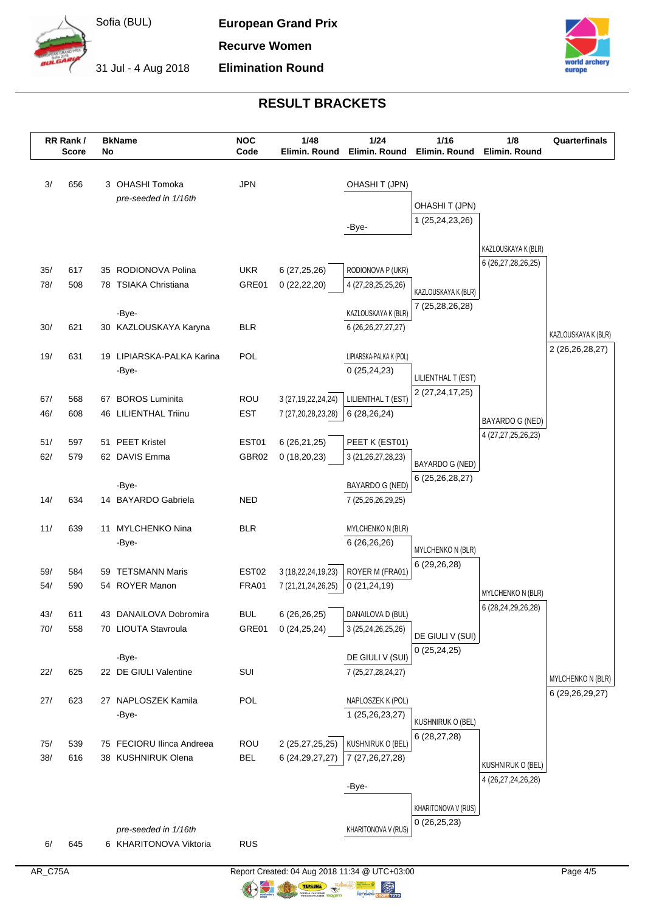Sofia (BUL)

31 Jul - 4 Aug 2018

**European Grand Prix**

**Recurve Women**

**Elimination Round**

## RESULT BRACKETS

| RR Rank / Score | | BkName No | | NOC Code | 1/48 Elimin. Round | 1/24 Elimin. Round | 1/16 Elimin. Round | 1/8 Elimin. Round | Quarterfinals |
|---|---|---|---|---|---|---|---|---|---|
| 3/ | 656 | 3 | OHASHI Tomoka | JPN | | OHASHI T (JPN) | | | |
| | | | *pre-seeded in 1/16th* | | | | OHASHI T (JPN) | | |
| | | | | | | | 1 (25,24,23,26) | | |
| | | | | | | -Bye- | | | |
| | | | | | | | | KAZLOUSKAYA K (BLR) | |
| | | | | | | | | 6 (26,27,28,26,25) | |
| 35/ | 617 | 35 | RODIONOVA Polina | UKR | 6 (27,25,26) | RODIONOVA P (UKR) | | | |
| 78/ | 508 | 78 | TSIAKA Christiana | GRE01 | 0 (22,22,20) | 4 (27,28,25,25,26) | | | |
| | | | | | | | KAZLOUSKAYA K (BLR) | | |
| | | | | | | | 7 (25,28,26,28) | | |
| | | | -Bye- | | | KAZLOUSKAYA K (BLR) | | | |
| 30/ | 621 | 30 | KAZLOUSKAYA Karyna | BLR | | 6 (26,26,27,27,27) | | | |
| | | | | | | | | | KAZLOUSKAYA K (BLR) |
| | | | | | | | | | 2 (26,26,28,27) |
| 19/ | 631 | 19 | LIPIARSKA-PALKA Karina | POL | | LIPIARSKA-PALKA K (POL) | | | |
| | | | -Bye- | | | 0 (25,24,23) | | | |
| | | | | | | | LILIENTHAL T (EST) | | |
| | | | | | | | 2 (27,24,17,25) | | |
| 67/ | 568 | 67 | BOROS Luminita | ROU | 3 (27,19,22,24,24) | LILIENTHAL T (EST) | | | |
| 46/ | 608 | 46 | LILIENTHAL Triinu | EST | 7 (27,20,28,23,28) | 6 (28,26,24) | | | |
| | | | | | | | | BAYARDO G (NED) | |
| | | | | | | | | 4 (27,27,25,26,23) | |
| 51/ | 597 | 51 | PEET Kristel | EST01 | 6 (26,21,25) | PEET K (EST01) | | | |
| 62/ | 579 | 62 | DAVIS Emma | GBR02 | 0 (18,20,23) | 3 (21,26,27,28,23) | | | |
| | | | | | | | BAYARDO G (NED) | | |
| | | | | | | | 6 (25,26,28,27) | | |
| | | | -Bye- | | | BAYARDO G (NED) | | | |
| 14/ | 634 | 14 | BAYARDO Gabriela | NED | | 7 (25,26,26,29,25) | | | |
| 11/ | 639 | 11 | MYLCHENKO Nina | BLR | | MYLCHENKO N (BLR) | | | |
| | | | -Bye- | | | 6 (26,26,26) | | | |
| | | | | | | | MYLCHENKO N (BLR) | | |
| | | | | | | | 6 (29,26,28) | | |
| 59/ | 584 | 59 | TETSMANN Maris | EST02 | 3 (18,22,24,19,23) | ROYER M (FRA01) | | | |
| 54/ | 590 | 54 | ROYER Manon | FRA01 | 7 (21,21,24,26,25) | 0 (21,24,19) | | | |
| | | | | | | | | MYLCHENKO N (BLR) | |
| | | | | | | | | 6 (28,24,29,26,28) | |
| 43/ | 611 | 43 | DANAILOVA Dobromira | BUL | 6 (26,26,25) | DANAILOVA D (BUL) | | | |
| 70/ | 558 | 70 | LIOUTA Stavroula | GRE01 | 0 (24,25,24) | 3 (25,24,26,25,26) | | | |
| | | | | | | | DE GIULI V (SUI) | | |
| | | | | | | | 0 (25,24,25) | | |
| | | | -Bye- | | | DE GIULI V (SUI) | | | |
| 22/ | 625 | 22 | DE GIULI Valentine | SUI | | 7 (25,27,28,24,27) | | | |
| | | | | | | | | | MYLCHENKO N (BLR) |
| | | | | | | | | | 6 (29,26,29,27) |
| 27/ | 623 | 27 | NAPLOSZEK Kamila | POL | | NAPLOSZEK K (POL) | | | |
| | | | -Bye- | | | 1 (25,26,23,27) | | | |
| | | | | | | | KUSHNIRUK O (BEL) | | |
| | | | | | | | 6 (28,27,28) | | |
| 75/ | 539 | 75 | FECIORU Ilinca Andreea | ROU | 2 (25,27,25,25) | KUSHNIRUK O (BEL) | | | |
| 38/ | 616 | 38 | KUSHNIRUK Olena | BEL | 6 (24,29,27,27) | 7 (27,26,27,28) | | | |
| | | | | | | | | KUSHNIRUK O (BEL) | |
| | | | | | | | | 4 (26,27,24,26,28) | |
| | | | | | | -Bye- | | | |
| | | | | | | | KHARITONOVA V (RUS) | | |
| | | | | | | | 0 (26,25,23) | | |
| | | | *pre-seeded in 1/16th* | | | KHARITONOVA V (RUS) | | | |
| 6/ | 645 | 6 | KHARITONOVA Viktoria | RUS | | | | | |

AR_C75A

Report Created: 04 Aug 2018 11:34 @ UTC+03:00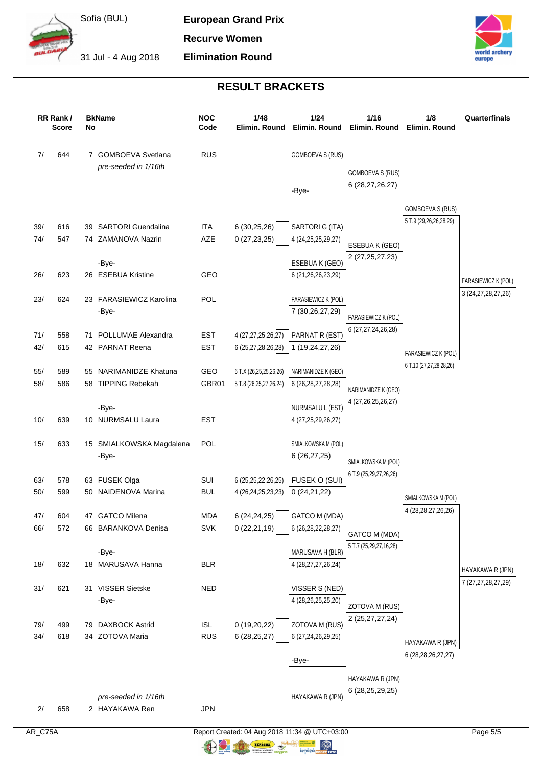Sofia (BUL)

31 Jul - 4 Aug 2018

**European Grand Prix**

**Recurve Women**

**Elimination Round**

## RESULT BRACKETS

| RR Rank / Score | | BkName No | | NOC Code | 1/48 Elimin. Round | 1/24 Elimin. Round | 1/16 Elimin. Round | 1/8 Elimin. Round | Quarterfinals |
|---|---|---|---|---|---|---|---|---|---|
| 7/ | 644 | 7 | GOMBOEVA Svetlana *pre-seeded in 1/16th* | RUS | | GOMBOEVA S (RUS) | GOMBOEVA S (RUS) 6 (28,27,26,27) | | |
| | | | | | | -Bye- | | GOMBOEVA S (RUS) 5 T.9 (29,26,26,28,29) | |
| 39/ | 616 | 39 | SARTORI Guendalina | ITA | 6 (30,25,26) | SARTORI G (ITA) 4 (24,25,25,29,27) | | | |
| 74/ | 547 | 74 | ZAMANOVA Nazrin | AZE | 0 (27,23,25) | | ESEBUA K (GEO) 2 (27,25,27,23) | | |
| | | | -Bye- | | | | | | |
| 26/ | 623 | 26 | ESEBUA Kristine | GEO | | ESEBUA K (GEO) 6 (21,26,26,23,29) | | | FARASIEWICZ K (POL) 3 (24,27,28,27,26) |
| 23/ | 624 | 23 | FARASIEWICZ Karolina | POL | | FARASIEWICZ K (POL) 7 (30,26,27,29) | | | |
| | | | -Bye- | | | | FARASIEWICZ K (POL) 6 (27,27,24,26,28) | | |
| 71/ | 558 | 71 | POLLUMAE Alexandra | EST | 4 (27,27,25,26,27) | PARNAT R (EST) 1 (19,24,27,26) | | | |
| 42/ | 615 | 42 | PARNAT Reena | EST | 6 (25,27,28,26,28) | | | FARASIEWICZ K (POL) 6 T.10 (27,27,28,28,26) | |
| 55/ | 589 | 55 | NARIMANIDZE Khatuna | GEO | 6 T.X (26,25,25,26,26) | NARIMANIDZE K (GEO) 6 (26,28,27,28,28) | | | |
| 58/ | 586 | 58 | TIPPING Rebekah | GBR01 | 5 T.8 (26,25,27,26,24) | | NARIMANIDZE K (GEO) 4 (27,26,25,26,27) | | |
| | | | -Bye- | | | | | | |
| 10/ | 639 | 10 | NURMSALU Laura | EST | | NURMSALU L (EST) 4 (27,25,29,26,27) | | | |
| 15/ | 633 | 15 | SMIALKOWSKA Magdalena | POL | | SMIALKOWSKA M (POL) 6 (26,27,25) | | | |
| | | | -Bye- | | | | SMIALKOWSKA M (POL) 6 T.9 (25,29,27,26,26) | | |
| 63/ | 578 | 63 | FUSEK Olga | SUI | 6 (25,25,22,26,25) | FUSEK O (SUI) 0 (24,21,22) | | | |
| 50/ | 599 | 50 | NAIDENOVA Marina | BUL | 4 (26,24,25,23,23) | | | SMIALKOWSKA M (POL) 4 (28,28,27,26,26) | |
| 47/ | 604 | 47 | GATCO Milena | MDA | 6 (24,24,25) | GATCO M (MDA) 6 (26,28,22,28,27) | | | |
| 66/ | 572 | 66 | BARANKOVA Denisa | SVK | 0 (22,21,19) | | GATCO M (MDA) 5 T.7 (25,29,27,16,28) | | |
| | | | -Bye- | | | | | | |
| 18/ | 632 | 18 | MARUSAVA Hanna | BLR | | MARUSAVA H (BLR) 4 (28,27,27,26,24) | | | HAYAKAWA R (JPN) 7 (27,27,28,27,29) |
| 31/ | 621 | 31 | VISSER Sietske | NED | | VISSER S (NED) 4 (28,26,25,25,20) | | | |
| | | | -Bye- | | | | ZOTOVA M (RUS) 2 (25,27,27,24) | | |
| 79/ | 499 | 79 | DAXBOCK Astrid | ISL | 0 (19,20,22) | ZOTOVA M (RUS) 6 (27,24,26,29,25) | | | |
| 34/ | 618 | 34 | ZOTOVA Maria | RUS | 6 (28,25,27) | | | HAYAKAWA R (JPN) 6 (28,28,26,27,27) | |
| | | | | | | -Bye- | | | |
| | | | | | | | HAYAKAWA R (JPN) 6 (28,25,29,25) | | |
| 2/ | 658 | 2 | HAYAKAWA Ren *pre-seeded in 1/16th* | JPN | | HAYAKAWA R (JPN) | | | |

AR_C75A

Report Created: 04 Aug 2018 11:34 @ UTC+03:00